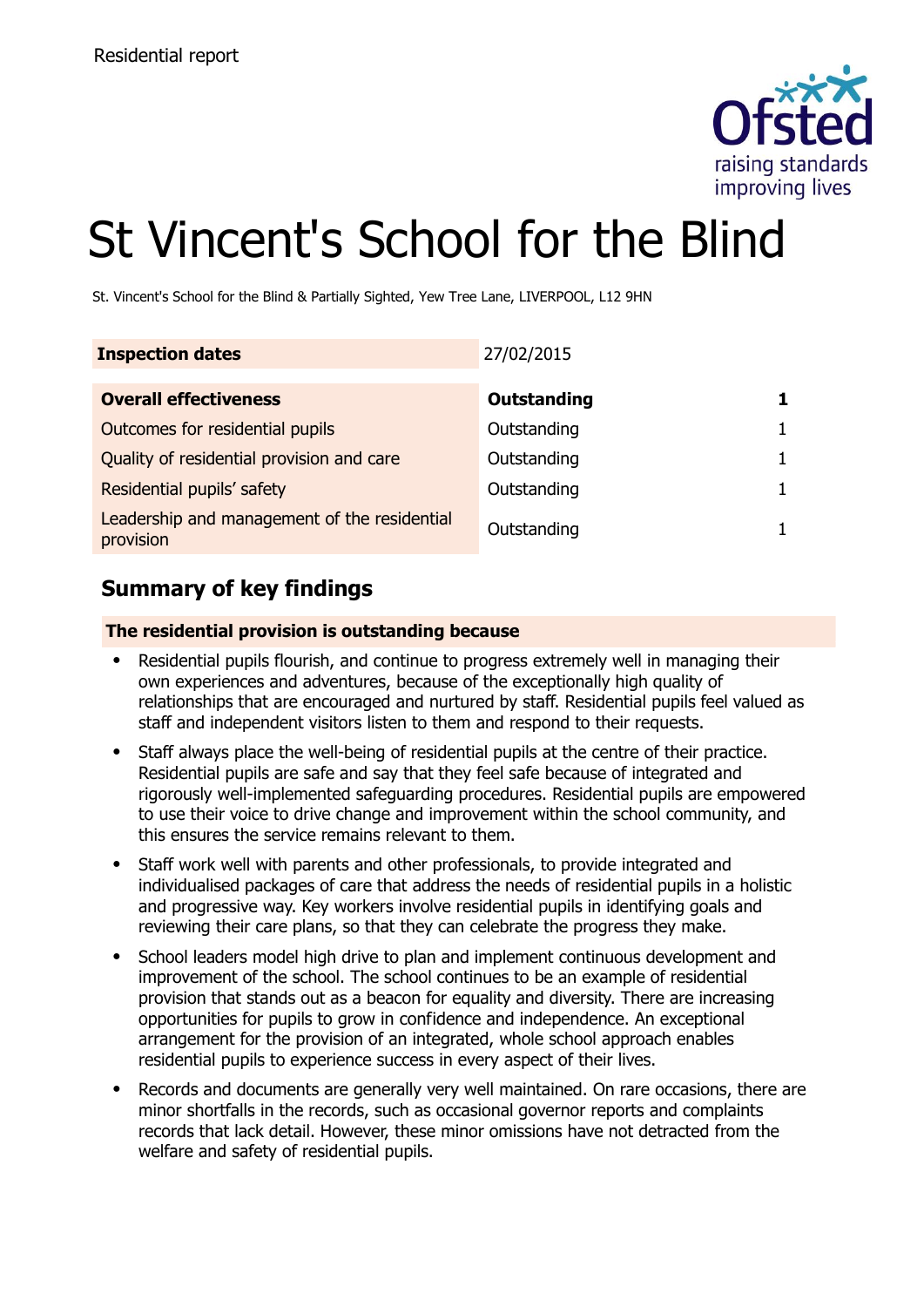Residential report

# St Vincent's School for the Blind

St. Vincent's School for the Blind & Partially Sighted, Yew Tree Lane, LIVERPOOL, L12 9HN

| **Inspection dates** | 27/02/2015 | |
|---|---|---|
| **Overall effectiveness** | **Outstanding** | **1** |
| Outcomes for residential pupils | Outstanding | 1 |
| Quality of residential provision and care | Outstanding | 1 |
| Residential pupils' safety | Outstanding | 1 |
| Leadership and management of the residential provision | Outstanding | 1 |

## Summary of key findings

**The residential provision is outstanding because**

- Residential pupils flourish, and continue to progress extremely well in managing their own experiences and adventures, because of the exceptionally high quality of relationships that are encouraged and nurtured by staff. Residential pupils feel valued as staff and independent visitors listen to them and respond to their requests.
- Staff always place the well-being of residential pupils at the centre of their practice. Residential pupils are safe and say that they feel safe because of integrated and rigorously well-implemented safeguarding procedures. Residential pupils are empowered to use their voice to drive change and improvement within the school community, and this ensures the service remains relevant to them.
- Staff work well with parents and other professionals, to provide integrated and individualised packages of care that address the needs of residential pupils in a holistic and progressive way. Key workers involve residential pupils in identifying goals and reviewing their care plans, so that they can celebrate the progress they make.
- School leaders model high drive to plan and implement continuous development and improvement of the school. The school continues to be an example of residential provision that stands out as a beacon for equality and diversity. There are increasing opportunities for pupils to grow in confidence and independence. An exceptional arrangement for the provision of an integrated, whole school approach enables residential pupils to experience success in every aspect of their lives.
- Records and documents are generally very well maintained. On rare occasions, there are minor shortfalls in the records, such as occasional governor reports and complaints records that lack detail. However, these minor omissions have not detracted from the welfare and safety of residential pupils.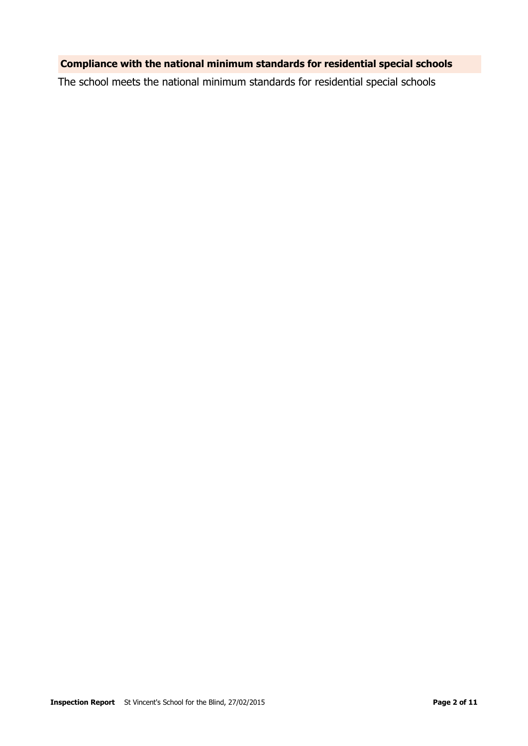## Compliance with the national minimum standards for residential special schools

The school meets the national minimum standards for residential special schools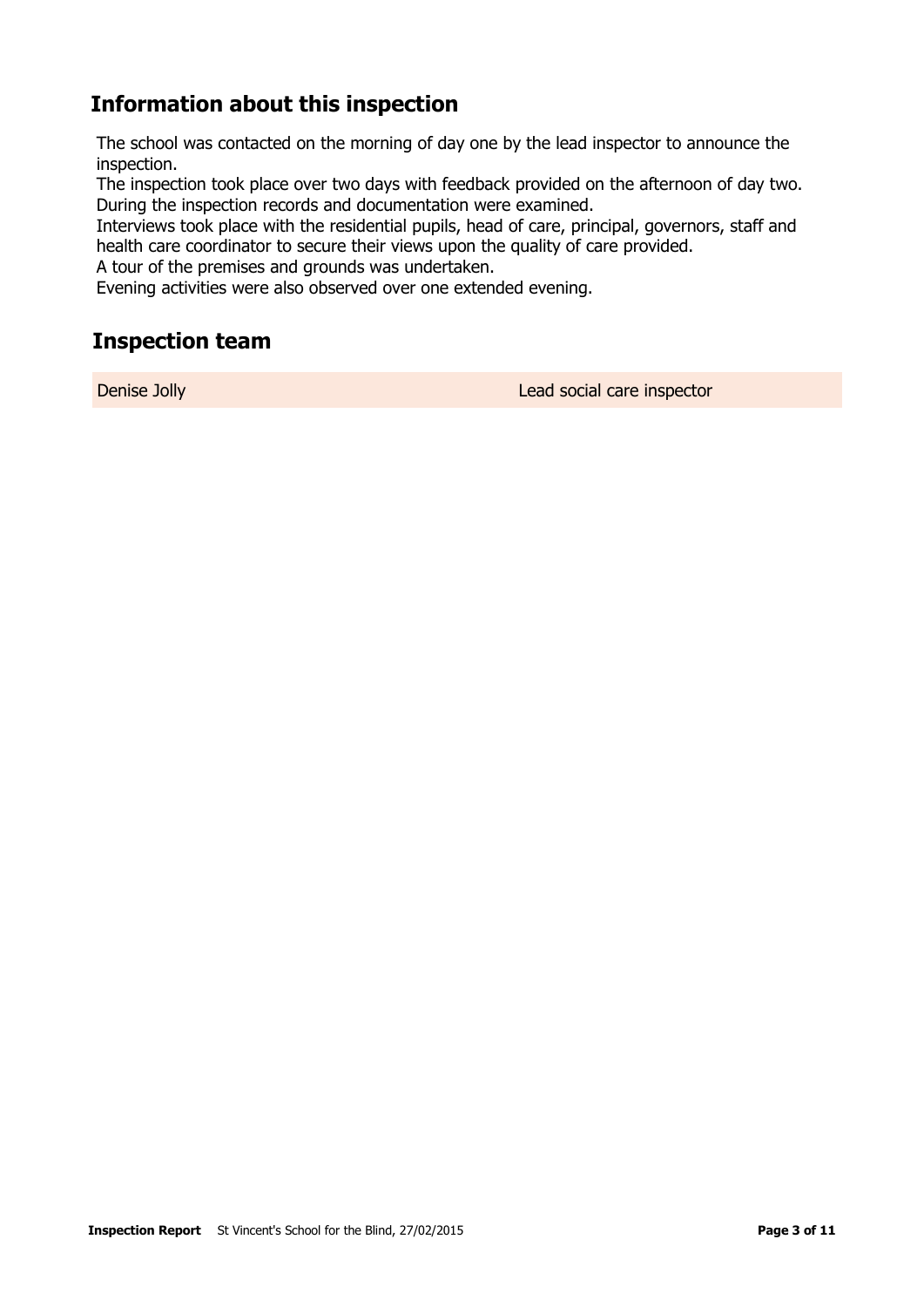## Information about this inspection

The school was contacted on the morning of day one by the lead inspector to announce the inspection.
The inspection took place over two days with feedback provided on the afternoon of day two.
During the inspection records and documentation were examined.
Interviews took place with the residential pupils, head of care, principal, governors, staff and health care coordinator to secure their views upon the quality of care provided.
A tour of the premises and grounds was undertaken.
Evening activities were also observed over one extended evening.

## Inspection team

| | |
|---|---|
| Denise Jolly | Lead social care inspector |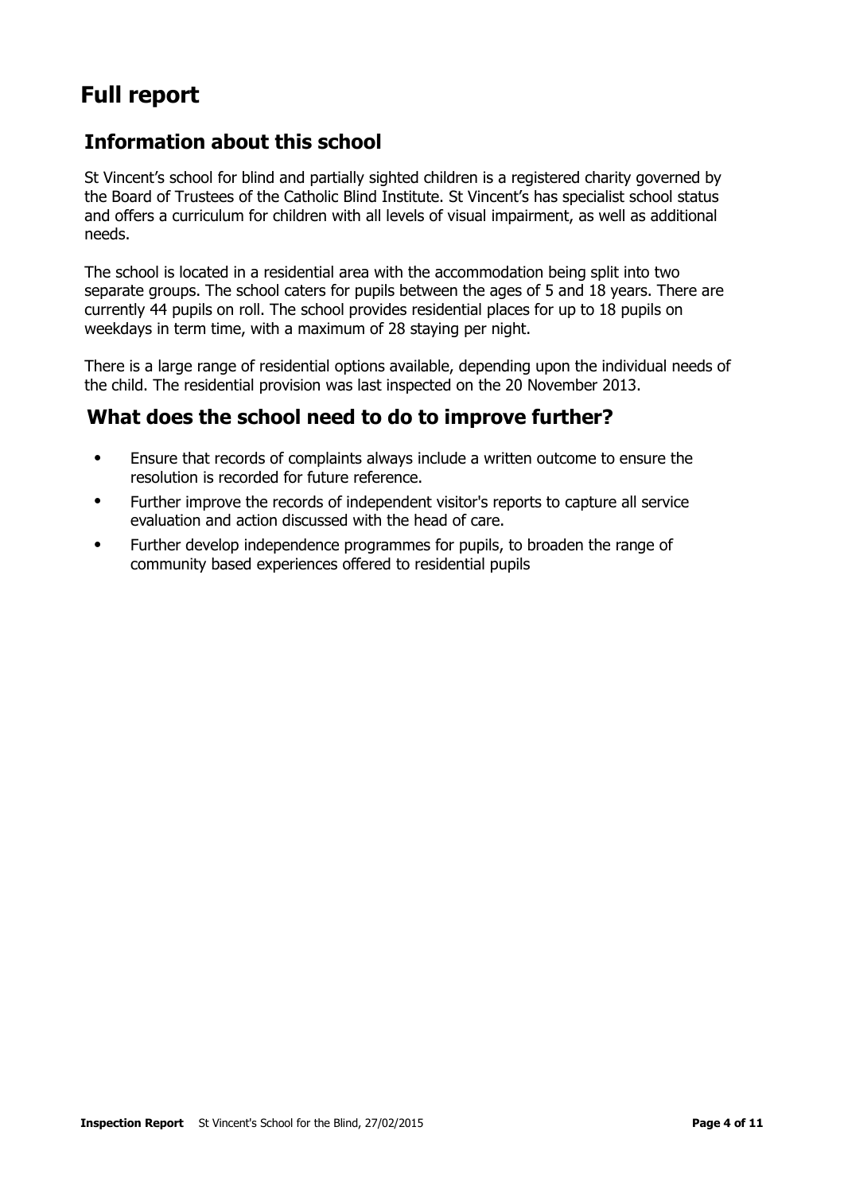# Full report

## Information about this school

St Vincent’s school for blind and partially sighted children is a registered charity governed by the Board of Trustees of the Catholic Blind Institute. St Vincent’s has specialist school status and offers a curriculum for children with all levels of visual impairment, as well as additional needs.

The school is located in a residential area with the accommodation being split into two separate groups. The school caters for pupils between the ages of 5 and 18 years. There are currently 44 pupils on roll. The school provides residential places for up to 18 pupils on weekdays in term time, with a maximum of 28 staying per night.

There is a large range of residential options available, depending upon the individual needs of the child. The residential provision was last inspected on the 20 November 2013.

## What does the school need to do to improve further?

- Ensure that records of complaints always include a written outcome to ensure the resolution is recorded for future reference.
- Further improve the records of independent visitor's reports to capture all service evaluation and action discussed with the head of care.
- Further develop independence programmes for pupils, to broaden the range of community based experiences offered to residential pupils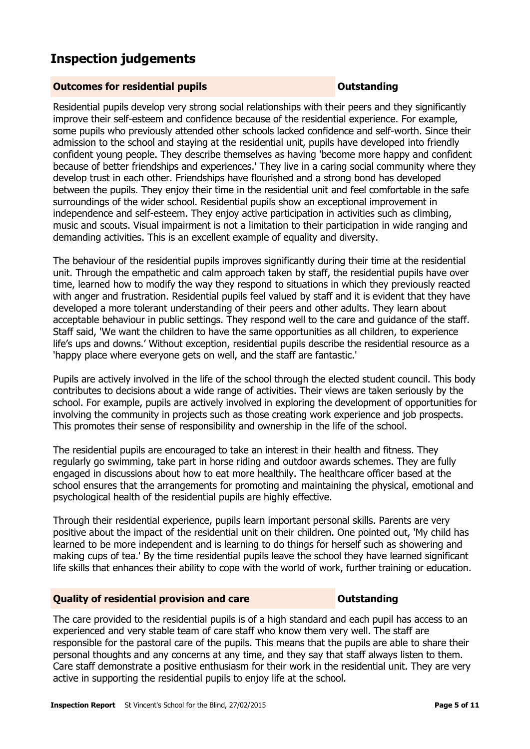# Inspection judgements

| **Outcomes for residential pupils** | **Outstanding** |
|---|---|

Residential pupils develop very strong social relationships with their peers and they significantly improve their self-esteem and confidence because of the residential experience. For example, some pupils who previously attended other schools lacked confidence and self-worth. Since their admission to the school and staying at the residential unit, pupils have developed into friendly confident young people. They describe themselves as having 'become more happy and confident because of better friendships and experiences.' They live in a caring social community where they develop trust in each other. Friendships have flourished and a strong bond has developed between the pupils. They enjoy their time in the residential unit and feel comfortable in the safe surroundings of the wider school. Residential pupils show an exceptional improvement in independence and self-esteem. They enjoy active participation in activities such as climbing, music and scouts. Visual impairment is not a limitation to their participation in wide ranging and demanding activities. This is an excellent example of equality and diversity.

The behaviour of the residential pupils improves significantly during their time at the residential unit. Through the empathetic and calm approach taken by staff, the residential pupils have over time, learned how to modify the way they respond to situations in which they previously reacted with anger and frustration. Residential pupils feel valued by staff and it is evident that they have developed a more tolerant understanding of their peers and other adults. They learn about acceptable behaviour in public settings. They respond well to the care and guidance of the staff. Staff said, 'We want the children to have the same opportunities as all children, to experience life's ups and downs.' Without exception, residential pupils describe the residential resource as a 'happy place where everyone gets on well, and the staff are fantastic.'

Pupils are actively involved in the life of the school through the elected student council. This body contributes to decisions about a wide range of activities. Their views are taken seriously by the school. For example, pupils are actively involved in exploring the development of opportunities for involving the community in projects such as those creating work experience and job prospects. This promotes their sense of responsibility and ownership in the life of the school.

The residential pupils are encouraged to take an interest in their health and fitness. They regularly go swimming, take part in horse riding and outdoor awards schemes. They are fully engaged in discussions about how to eat more healthily. The healthcare officer based at the school ensures that the arrangements for promoting and maintaining the physical, emotional and psychological health of the residential pupils are highly effective.

Through their residential experience, pupils learn important personal skills. Parents are very positive about the impact of the residential unit on their children. One pointed out, 'My child has learned to be more independent and is learning to do things for herself such as showering and making cups of tea.' By the time residential pupils leave the school they have learned significant life skills that enhances their ability to cope with the world of work, further training or education.

| **Quality of residential provision and care** | **Outstanding** |
|---|---|

The care provided to the residential pupils is of a high standard and each pupil has access to an experienced and very stable team of care staff who know them very well. The staff are responsible for the pastoral care of the pupils. This means that the pupils are able to share their personal thoughts and any concerns at any time, and they say that staff always listen to them. Care staff demonstrate a positive enthusiasm for their work in the residential unit. They are very active in supporting the residential pupils to enjoy life at the school.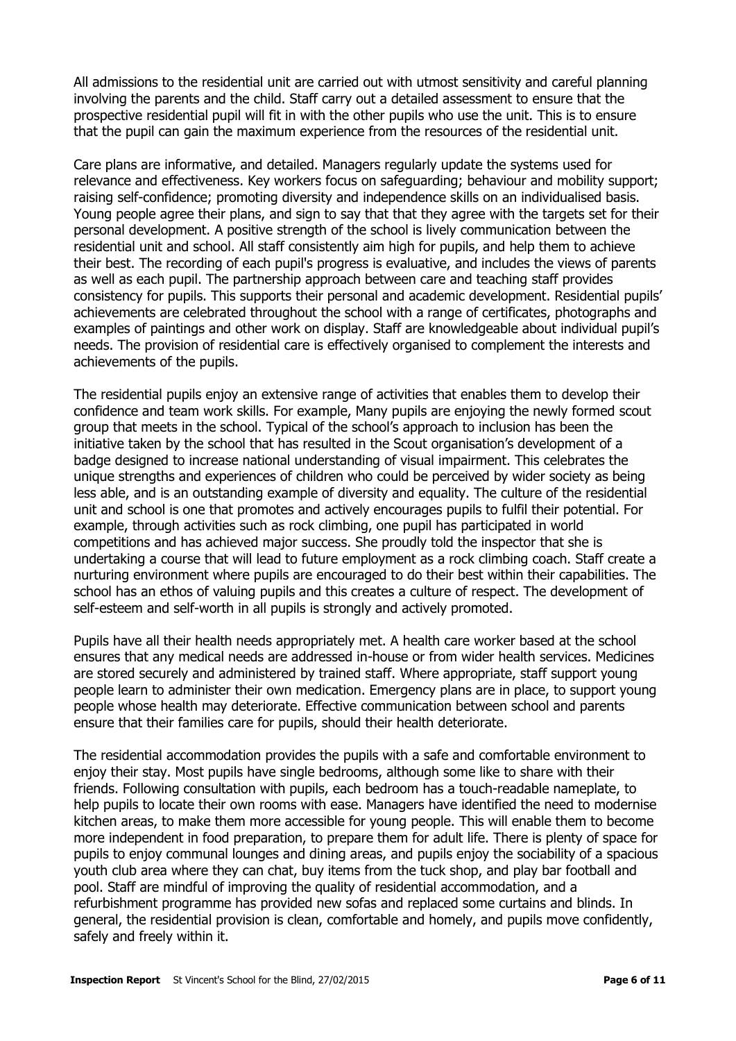All admissions to the residential unit are carried out with utmost sensitivity and careful planning involving the parents and the child. Staff carry out a detailed assessment to ensure that the prospective residential pupil will fit in with the other pupils who use the unit. This is to ensure that the pupil can gain the maximum experience from the resources of the residential unit.

Care plans are informative, and detailed. Managers regularly update the systems used for relevance and effectiveness. Key workers focus on safeguarding; behaviour and mobility support; raising self-confidence; promoting diversity and independence skills on an individualised basis. Young people agree their plans, and sign to say that that they agree with the targets set for their personal development. A positive strength of the school is lively communication between the residential unit and school. All staff consistently aim high for pupils, and help them to achieve their best. The recording of each pupil's progress is evaluative, and includes the views of parents as well as each pupil. The partnership approach between care and teaching staff provides consistency for pupils. This supports their personal and academic development. Residential pupils' achievements are celebrated throughout the school with a range of certificates, photographs and examples of paintings and other work on display. Staff are knowledgeable about individual pupil's needs. The provision of residential care is effectively organised to complement the interests and achievements of the pupils.

The residential pupils enjoy an extensive range of activities that enables them to develop their confidence and team work skills. For example, Many pupils are enjoying the newly formed scout group that meets in the school. Typical of the school's approach to inclusion has been the initiative taken by the school that has resulted in the Scout organisation's development of a badge designed to increase national understanding of visual impairment. This celebrates the unique strengths and experiences of children who could be perceived by wider society as being less able, and is an outstanding example of diversity and equality. The culture of the residential unit and school is one that promotes and actively encourages pupils to fulfil their potential. For example, through activities such as rock climbing, one pupil has participated in world competitions and has achieved major success. She proudly told the inspector that she is undertaking a course that will lead to future employment as a rock climbing coach. Staff create a nurturing environment where pupils are encouraged to do their best within their capabilities. The school has an ethos of valuing pupils and this creates a culture of respect. The development of self-esteem and self-worth in all pupils is strongly and actively promoted.

Pupils have all their health needs appropriately met. A health care worker based at the school ensures that any medical needs are addressed in-house or from wider health services. Medicines are stored securely and administered by trained staff. Where appropriate, staff support young people learn to administer their own medication. Emergency plans are in place, to support young people whose health may deteriorate. Effective communication between school and parents ensure that their families care for pupils, should their health deteriorate.

The residential accommodation provides the pupils with a safe and comfortable environment to enjoy their stay. Most pupils have single bedrooms, although some like to share with their friends. Following consultation with pupils, each bedroom has a touch-readable nameplate, to help pupils to locate their own rooms with ease. Managers have identified the need to modernise kitchen areas, to make them more accessible for young people. This will enable them to become more independent in food preparation, to prepare them for adult life. There is plenty of space for pupils to enjoy communal lounges and dining areas, and pupils enjoy the sociability of a spacious youth club area where they can chat, buy items from the tuck shop, and play bar football and pool. Staff are mindful of improving the quality of residential accommodation, and a refurbishment programme has provided new sofas and replaced some curtains and blinds. In general, the residential provision is clean, comfortable and homely, and pupils move confidently, safely and freely within it.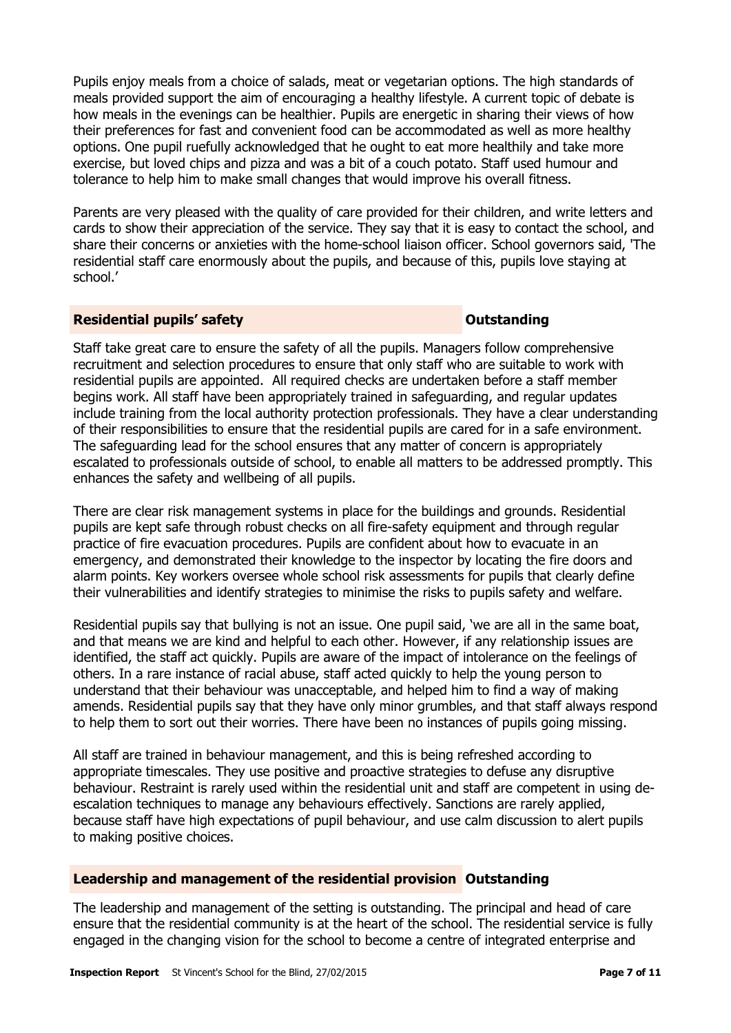Pupils enjoy meals from a choice of salads, meat or vegetarian options. The high standards of meals provided support the aim of encouraging a healthy lifestyle. A current topic of debate is how meals in the evenings can be healthier. Pupils are energetic in sharing their views of how their preferences for fast and convenient food can be accommodated as well as more healthy options. One pupil ruefully acknowledged that he ought to eat more healthily and take more exercise, but loved chips and pizza and was a bit of a couch potato. Staff used humour and tolerance to help him to make small changes that would improve his overall fitness.

Parents are very pleased with the quality of care provided for their children, and write letters and cards to show their appreciation of the service. They say that it is easy to contact the school, and share their concerns or anxieties with the home-school liaison officer. School governors said, 'The residential staff care enormously about the pupils, and because of this, pupils love staying at school.'

## Residential pupils' safety — Outstanding

Staff take great care to ensure the safety of all the pupils. Managers follow comprehensive recruitment and selection procedures to ensure that only staff who are suitable to work with residential pupils are appointed. All required checks are undertaken before a staff member begins work. All staff have been appropriately trained in safeguarding, and regular updates include training from the local authority protection professionals. They have a clear understanding of their responsibilities to ensure that the residential pupils are cared for in a safe environment. The safeguarding lead for the school ensures that any matter of concern is appropriately escalated to professionals outside of school, to enable all matters to be addressed promptly. This enhances the safety and wellbeing of all pupils.

There are clear risk management systems in place for the buildings and grounds. Residential pupils are kept safe through robust checks on all fire-safety equipment and through regular practice of fire evacuation procedures. Pupils are confident about how to evacuate in an emergency, and demonstrated their knowledge to the inspector by locating the fire doors and alarm points. Key workers oversee whole school risk assessments for pupils that clearly define their vulnerabilities and identify strategies to minimise the risks to pupils safety and welfare.

Residential pupils say that bullying is not an issue. One pupil said, 'we are all in the same boat, and that means we are kind and helpful to each other. However, if any relationship issues are identified, the staff act quickly. Pupils are aware of the impact of intolerance on the feelings of others. In a rare instance of racial abuse, staff acted quickly to help the young person to understand that their behaviour was unacceptable, and helped him to find a way of making amends. Residential pupils say that they have only minor grumbles, and that staff always respond to help them to sort out their worries. There have been no instances of pupils going missing.

All staff are trained in behaviour management, and this is being refreshed according to appropriate timescales. They use positive and proactive strategies to defuse any disruptive behaviour. Restraint is rarely used within the residential unit and staff are competent in using de-escalation techniques to manage any behaviours effectively. Sanctions are rarely applied, because staff have high expectations of pupil behaviour, and use calm discussion to alert pupils to making positive choices.

## Leadership and management of the residential provision — Outstanding

The leadership and management of the setting is outstanding. The principal and head of care ensure that the residential community is at the heart of the school. The residential service is fully engaged in the changing vision for the school to become a centre of integrated enterprise and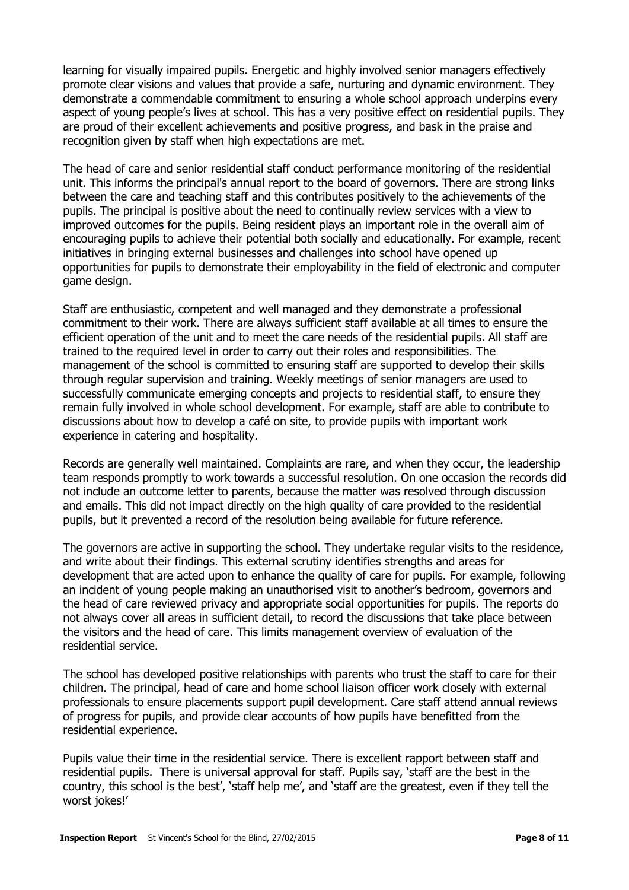learning for visually impaired pupils. Energetic and highly involved senior managers effectively promote clear visions and values that provide a safe, nurturing and dynamic environment. They demonstrate a commendable commitment to ensuring a whole school approach underpins every aspect of young people's lives at school. This has a very positive effect on residential pupils. They are proud of their excellent achievements and positive progress, and bask in the praise and recognition given by staff when high expectations are met.

The head of care and senior residential staff conduct performance monitoring of the residential unit. This informs the principal's annual report to the board of governors. There are strong links between the care and teaching staff and this contributes positively to the achievements of the pupils. The principal is positive about the need to continually review services with a view to improved outcomes for the pupils. Being resident plays an important role in the overall aim of encouraging pupils to achieve their potential both socially and educationally. For example, recent initiatives in bringing external businesses and challenges into school have opened up opportunities for pupils to demonstrate their employability in the field of electronic and computer game design.

Staff are enthusiastic, competent and well managed and they demonstrate a professional commitment to their work. There are always sufficient staff available at all times to ensure the efficient operation of the unit and to meet the care needs of the residential pupils. All staff are trained to the required level in order to carry out their roles and responsibilities. The management of the school is committed to ensuring staff are supported to develop their skills through regular supervision and training. Weekly meetings of senior managers are used to successfully communicate emerging concepts and projects to residential staff, to ensure they remain fully involved in whole school development. For example, staff are able to contribute to discussions about how to develop a café on site, to provide pupils with important work experience in catering and hospitality.

Records are generally well maintained. Complaints are rare, and when they occur, the leadership team responds promptly to work towards a successful resolution. On one occasion the records did not include an outcome letter to parents, because the matter was resolved through discussion and emails. This did not impact directly on the high quality of care provided to the residential pupils, but it prevented a record of the resolution being available for future reference.

The governors are active in supporting the school. They undertake regular visits to the residence, and write about their findings. This external scrutiny identifies strengths and areas for development that are acted upon to enhance the quality of care for pupils. For example, following an incident of young people making an unauthorised visit to another's bedroom, governors and the head of care reviewed privacy and appropriate social opportunities for pupils. The reports do not always cover all areas in sufficient detail, to record the discussions that take place between the visitors and the head of care. This limits management overview of evaluation of the residential service.

The school has developed positive relationships with parents who trust the staff to care for their children. The principal, head of care and home school liaison officer work closely with external professionals to ensure placements support pupil development. Care staff attend annual reviews of progress for pupils, and provide clear accounts of how pupils have benefitted from the residential experience.

Pupils value their time in the residential service. There is excellent rapport between staff and residential pupils. There is universal approval for staff. Pupils say, 'staff are the best in the country, this school is the best', 'staff help me', and 'staff are the greatest, even if they tell the worst jokes!'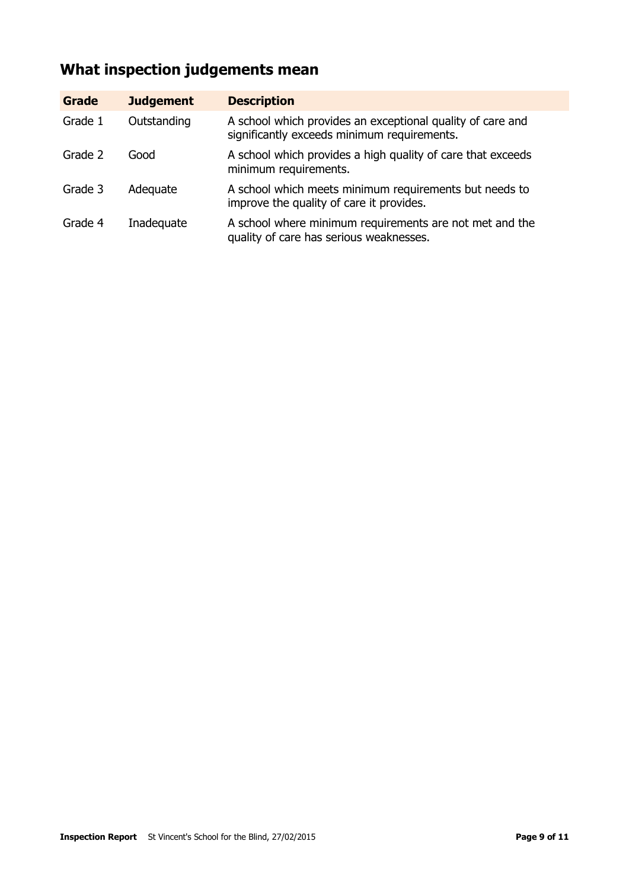## What inspection judgements mean

| Grade | Judgement | Description |
|---|---|---|
| Grade 1 | Outstanding | A school which provides an exceptional quality of care and significantly exceeds minimum requirements. |
| Grade 2 | Good | A school which provides a high quality of care that exceeds minimum requirements. |
| Grade 3 | Adequate | A school which meets minimum requirements but needs to improve the quality of care it provides. |
| Grade 4 | Inadequate | A school where minimum requirements are not met and the quality of care has serious weaknesses. |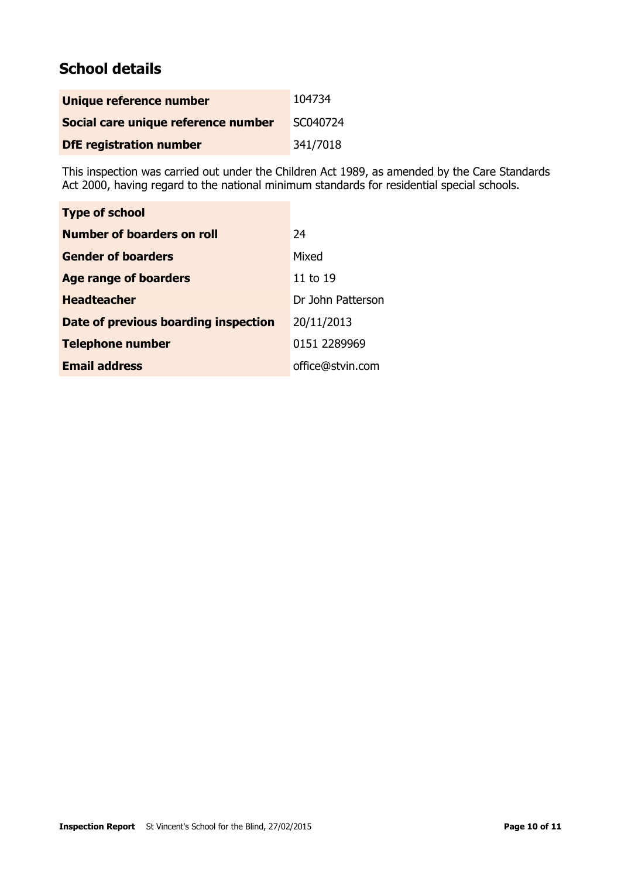## School details

| | |
|---|---|
| **Unique reference number** | 104734 |
| **Social care unique reference number** | SC040724 |
| **DfE registration number** | 341/7018 |

This inspection was carried out under the Children Act 1989, as amended by the Care Standards Act 2000, having regard to the national minimum standards for residential special schools.

| | |
|---|---|
| **Type of school** | |
| **Number of boarders on roll** | 24 |
| **Gender of boarders** | Mixed |
| **Age range of boarders** | 11 to 19 |
| **Headteacher** | Dr John Patterson |
| **Date of previous boarding inspection** | 20/11/2013 |
| **Telephone number** | 0151 2289969 |
| **Email address** | office@stvin.com |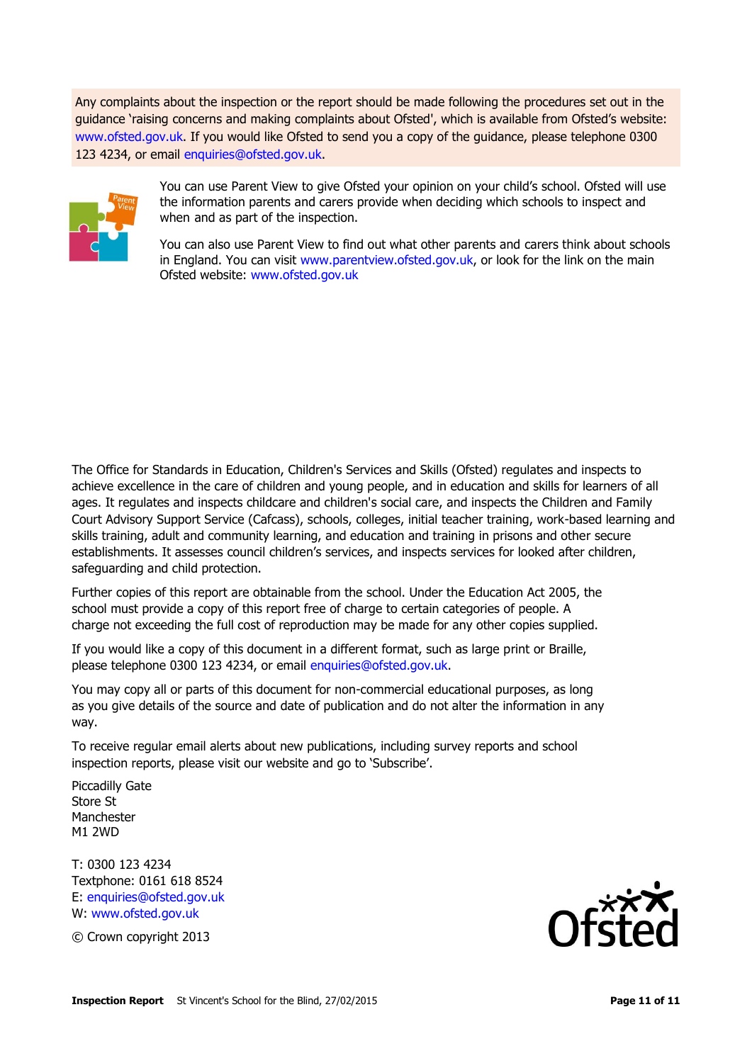Any complaints about the inspection or the report should be made following the procedures set out in the guidance 'raising concerns and making complaints about Ofsted', which is available from Ofsted's website: www.ofsted.gov.uk. If you would like Ofsted to send you a copy of the guidance, please telephone 0300 123 4234, or email enquiries@ofsted.gov.uk.

You can use Parent View to give Ofsted your opinion on your child's school. Ofsted will use the information parents and carers provide when deciding which schools to inspect and when and as part of the inspection.

You can also use Parent View to find out what other parents and carers think about schools in England. You can visit www.parentview.ofsted.gov.uk, or look for the link on the main Ofsted website: www.ofsted.gov.uk

The Office for Standards in Education, Children's Services and Skills (Ofsted) regulates and inspects to achieve excellence in the care of children and young people, and in education and skills for learners of all ages. It regulates and inspects childcare and children's social care, and inspects the Children and Family Court Advisory Support Service (Cafcass), schools, colleges, initial teacher training, work-based learning and skills training, adult and community learning, and education and training in prisons and other secure establishments. It assesses council children's services, and inspects services for looked after children, safeguarding and child protection.

Further copies of this report are obtainable from the school. Under the Education Act 2005, the school must provide a copy of this report free of charge to certain categories of people. A charge not exceeding the full cost of reproduction may be made for any other copies supplied.

If you would like a copy of this document in a different format, such as large print or Braille, please telephone 0300 123 4234, or email enquiries@ofsted.gov.uk.

You may copy all or parts of this document for non-commercial educational purposes, as long as you give details of the source and date of publication and do not alter the information in any way.

To receive regular email alerts about new publications, including survey reports and school inspection reports, please visit our website and go to 'Subscribe'.

Piccadilly Gate  
Store St  
Manchester  
M1 2WD

T: 0300 123 4234  
Textphone: 0161 618 8524  
E: enquiries@ofsted.gov.uk  
W: www.ofsted.gov.uk

© Crown copyright 2013